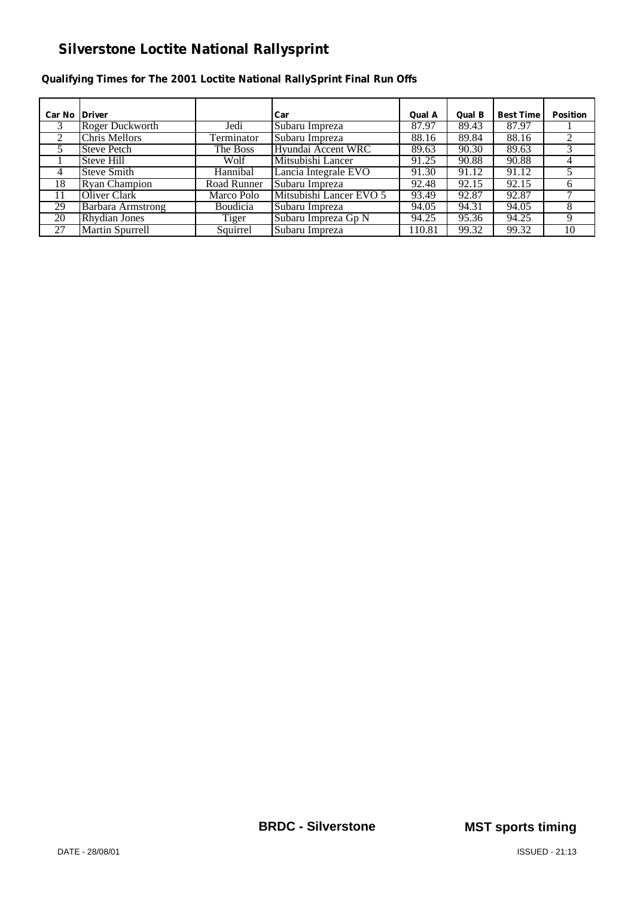# Silverstone Loctite National Rallysprint

**Qualifying Times for The 2001 Loctite National RallySprint Final Run Offs**

| Car No | Driver | | Car | Qual A | Qual B | Best Time | Position |
|---|---|---|---|---|---|---|---|
| 3 | Roger Duckworth | Jedi | Subaru Impreza | 87.97 | 89.43 | 87.97 | 1 |
| 2 | Chris Mellors | Terminator | Subaru Impreza | 88.16 | 89.84 | 88.16 | 2 |
| 5 | Steve Petch | The Boss | Hyundai Accent WRC | 89.63 | 90.30 | 89.63 | 3 |
| 1 | Steve Hill | Wolf | Mitsubishi Lancer | 91.25 | 90.88 | 90.88 | 4 |
| 4 | Steve Smith | Hannibal | Lancia Integrale EVO | 91.30 | 91.12 | 91.12 | 5 |
| 18 | Ryan Champion | Road Runner | Subaru Impreza | 92.48 | 92.15 | 92.15 | 6 |
| 11 | Oliver Clark | Marco Polo | Mitsubishi Lancer EVO 5 | 93.49 | 92.87 | 92.87 | 7 |
| 29 | Barbara Armstrong | Boudicia | Subaru Impreza | 94.05 | 94.31 | 94.05 | 8 |
| 20 | Rhydian Jones | Tiger | Subaru Impreza Gp N | 94.25 | 95.36 | 94.25 | 9 |
| 27 | Martin Spurrell | Squirrel | Subaru Impreza | 110.81 | 99.32 | 99.32 | 10 |

**BRDC - Silverstone** **MST sports timing**

DATE - 28/08/01 ISSUED - 21:13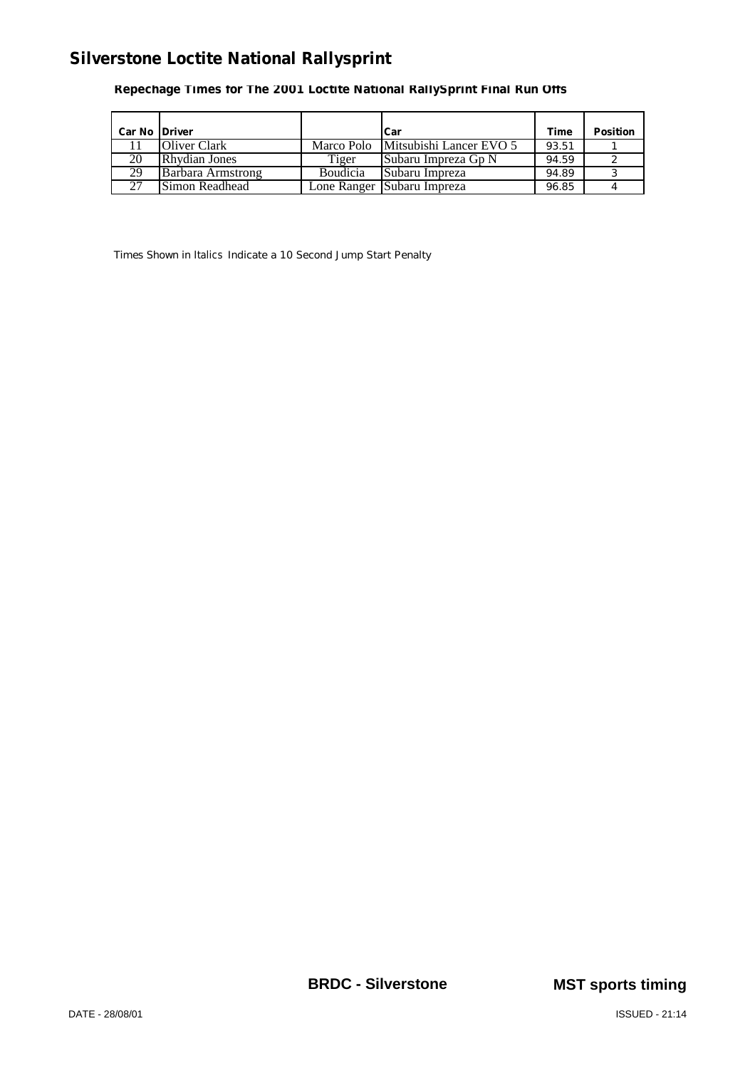# Silverstone Loctite National Rallysprint

**Repechage Times for The 2001 Loctite National RallySprint Final Run Offs**

| Car No | Driver | | Car | Time | Position |
|---|---|---|---|---|---|
| 11 | Oliver Clark | Marco Polo | Mitsubishi Lancer EVO 5 | 93.51 | 1 |
| 20 | Rhydian Jones | Tiger | Subaru Impreza Gp N | 94.59 | 2 |
| 29 | Barbara Armstrong | Boudicia | Subaru Impreza | 94.89 | 3 |
| 27 | Simon Readhead | Lone Ranger | Subaru Impreza | 96.85 | 4 |

Times Shown in Italics Indicate a 10 Second Jump Start Penalty

**BRDC - Silverstone** **MST sports timing**

DATE - 28/08/01 ISSUED - 21:14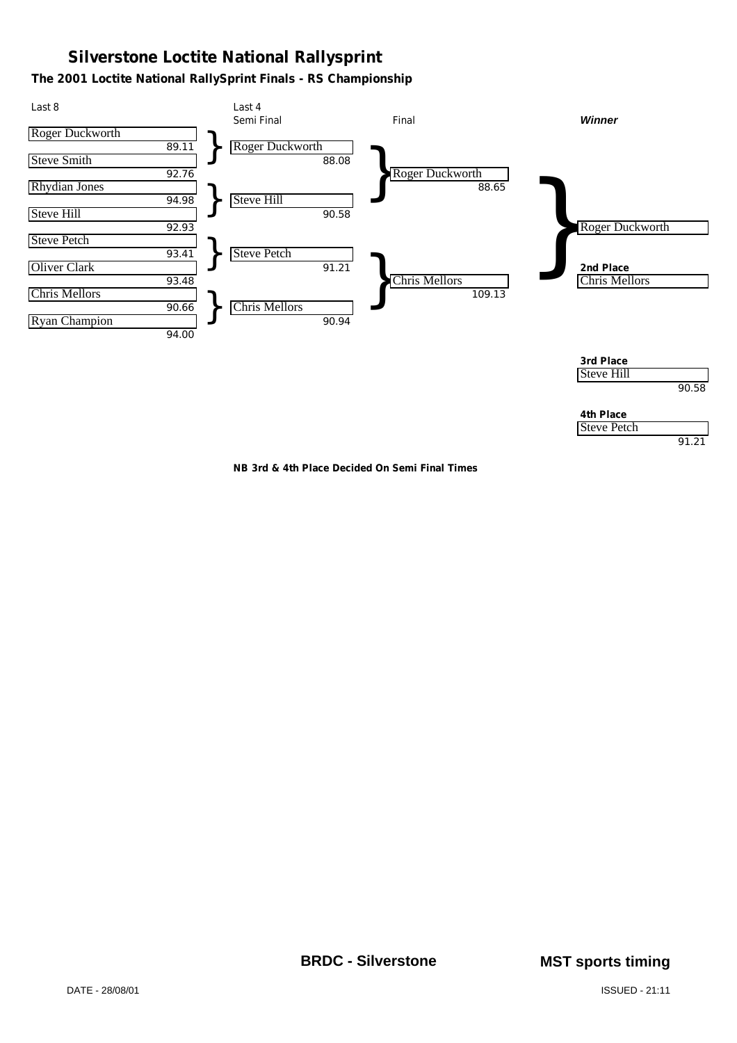# Silverstone Loctite National Rallysprint

### The 2001 Loctite National RallySprint Finals - RS Championship

| Last 8 | Time | Last 4 Semi Final | Time | Final | Time | Winner |
|---|---|---|---|---|---|---|
| Roger Duckworth | 89.11 | Roger Duckworth | 88.08 | Roger Duckworth | 88.65 | Roger Duckworth |
| Steve Smith | 92.76 | | | | | |
| Rhydian Jones | 94.98 | Steve Hill | 90.58 | | | |
| Steve Hill | 92.93 | | | | | |
| Steve Petch | 93.41 | Steve Petch | 91.21 | Chris Mellors | 109.13 | |
| Oliver Clark | 93.48 | | | | | |
| Chris Mellors | 90.66 | Chris Mellors | 90.94 | | | |
| Ryan Champion | 94.00 | | | | | |

**2nd Place**
Chris Mellors

**3rd Place**
Steve Hill 90.58

**4th Place**
Steve Petch 91.21

**NB 3rd & 4th Place Decided On Semi Final Times**

**BRDC - Silverstone** **MST sports timing**

DATE - 28/08/01 ISSUED - 21:11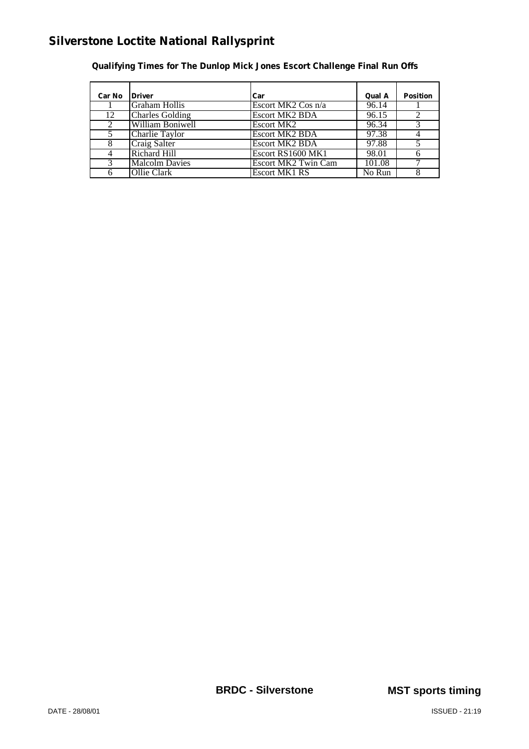# Silverstone Loctite National Rallysprint

## Qualifying Times for The Dunlop Mick Jones Escort Challenge Final Run Offs

| Car No | Driver | Car | Qual A | Position |
|---|---|---|---|---|
| 1 | Graham Hollis | Escort MK2 Cos n/a | 96.14 | 1 |
| 12 | Charles Golding | Escort MK2 BDA | 96.15 | 2 |
| 2 | William Boniwell | Escort MK2 | 96.34 | 3 |
| 5 | Charlie Taylor | Escort MK2 BDA | 97.38 | 4 |
| 8 | Craig Salter | Escort MK2 BDA | 97.88 | 5 |
| 4 | Richard Hill | Escort RS1600 MK1 | 98.01 | 6 |
| 3 | Malcolm Davies | Escort MK2 Twin Cam | 101.08 | 7 |
| 6 | Ollie Clark | Escort MK1 RS | No Run | 8 |

**BRDC - Silverstone** **MST sports timing**

DATE - 28/08/01 ISSUED - 21:19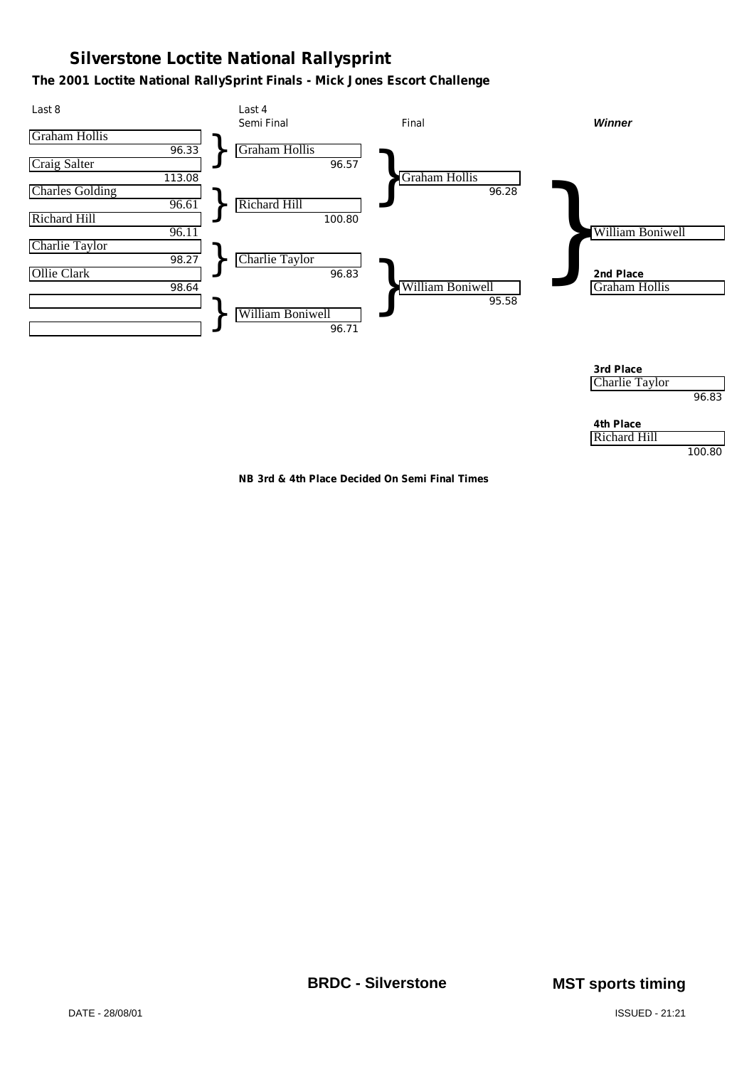# Silverstone Loctite National Rallysprint

**The 2001 Loctite National RallySprint Finals - Mick Jones Escort Challenge**

| Last 8 | | Last 4 Semi Final | | Final | | ***Winner*** |
|---|---|---|---|---|---|---|
| Graham Hollis | 96.33 | Graham Hollis | 96.57 | Graham Hollis | 96.28 | William Boniwell |
| Craig Salter | 113.08 | | | | | |
| Charles Golding | 96.61 | Richard Hill | 100.80 | | | |
| Richard Hill | 96.11 | | | | | |
| Charlie Taylor | 98.27 | Charlie Taylor | 96.83 | William Boniwell | 95.58 | |
| Ollie Clark | 98.64 | | | | | |
| | | William Boniwell | 96.71 | | | |
| | | | | | | |

**2nd Place**
Graham Hollis

**3rd Place**
Charlie Taylor
96.83

**4th Place**
Richard Hill
100.80

**NB 3rd & 4th Place Decided On Semi Final Times**

**BRDC - Silverstone**

**MST sports timing**

DATE - 28/08/01

ISSUED - 21:21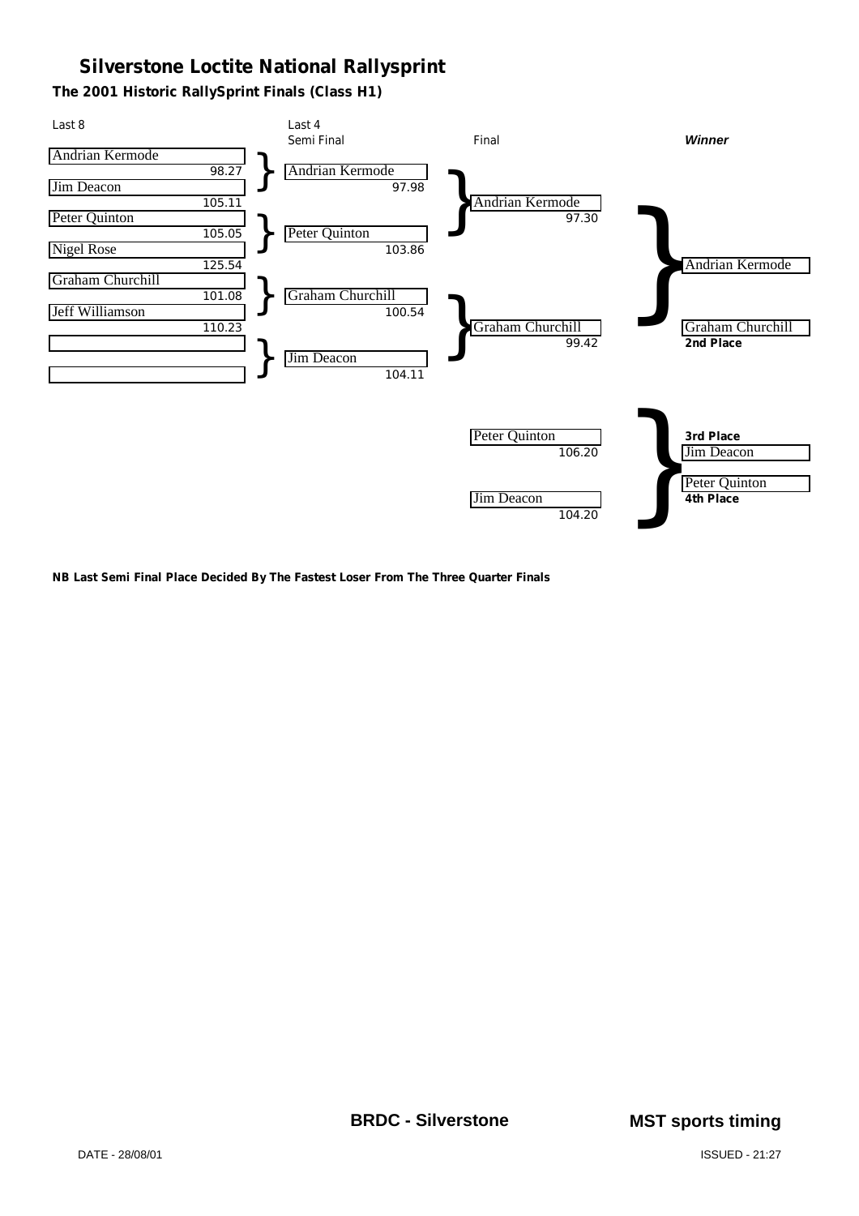# Silverstone Loctite National Rallysprint

## The 2001 Historic RallySprint Finals (Class H1)

### Last 8

| Driver | Time |
|---|---|
| Andrian Kermode | 98.27 |
| Jim Deacon | 105.11 |
| Peter Quinton | 105.05 |
| Nigel Rose | 125.54 |
| Graham Churchill | 101.08 |
| Jeff Williamson | 110.23 |
| | |
| | |

### Last 4 – Semi Final

| Driver | Time |
|---|---|
| Andrian Kermode | 97.98 |
| Peter Quinton | 103.86 |
| Graham Churchill | 100.54 |
| Jim Deacon | 104.11 |

### Final

| Driver | Time |
|---|---|
| Andrian Kermode | 97.30 |
| Graham Churchill | 99.42 |
| Peter Quinton | 106.20 |
| Jim Deacon | 104.20 |

### *Winner*

- Andrian Kermode
- **2nd Place**: Graham Churchill
- **3rd Place**: Jim Deacon
- **4th Place**: Peter Quinton

**NB Last Semi Final Place Decided By The Fastest Loser From The Three Quarter Finals**

**BRDC - Silverstone** **MST sports timing**

DATE - 28/08/01 ISSUED - 21:27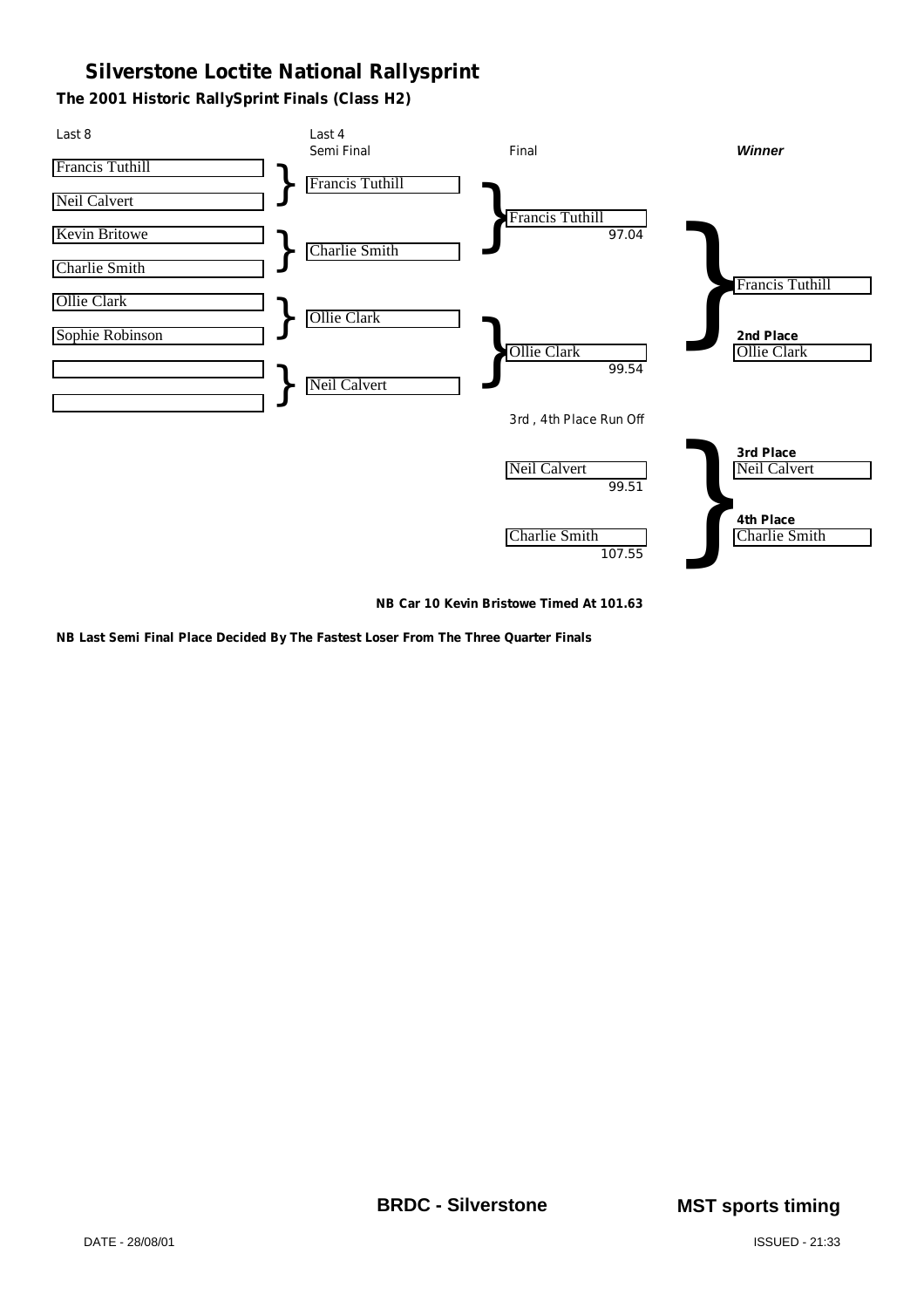# Silverstone Loctite National Rallysprint

## The 2001 Historic RallySprint Finals (Class H2)

| Last 8 | Last 4 Semi Final | Final | Winner |
|---|---|---|---|
| Francis Tuthill | | | |
| | Francis Tuthill | | |
| Neil Calvert | | | |
| | | Francis Tuthill 97.04 | |
| Kevin Britowe | | | |
| | Charlie Smith | | |
| Charlie Smith | | | |
| | | | Francis Tuthill |
| Ollie Clark | | | |
| | Ollie Clark | | |
| Sophie Robinson | | | **2nd Place** Ollie Clark |
| | | Ollie Clark 99.54 | |
| | | | |
| | Neil Calvert | | |
| | | | |

**3rd , 4th Place Run Off**

| Run Off | Time | Place |
|---|---|---|
| Neil Calvert | 99.51 | **3rd Place** Neil Calvert |
| Charlie Smith | 107.55 | **4th Place** Charlie Smith |

**NB Car 10 Kevin Bristowe Timed At 101.63**

**NB Last Semi Final Place Decided By The Fastest Loser From The Three Quarter Finals**

**BRDC - Silverstone** **MST sports timing**

DATE - 28/08/01 ISSUED - 21:33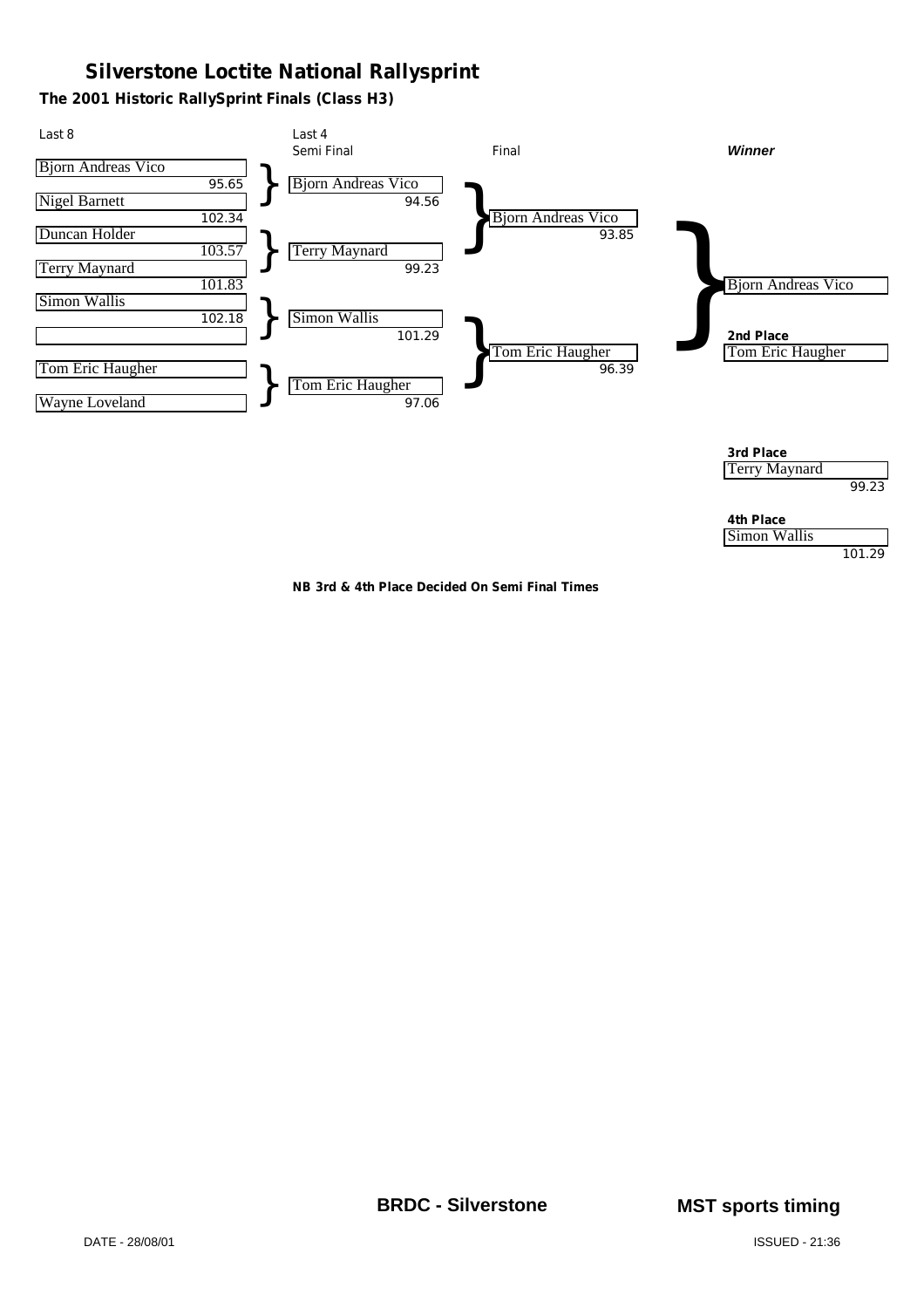# Silverstone Loctite National Rallysprint

## The 2001 Historic RallySprint Finals (Class H3)

| Last 8 | | Last 4 Semi Final | | Final | | Winner |
|---|---|---|---|---|---|---|
| Bjorn Andreas Vico | 95.65 | Bjorn Andreas Vico | 94.56 | Bjorn Andreas Vico | 93.85 | Bjorn Andreas Vico |
| Nigel Barnett | 102.34 | | | | | |
| Duncan Holder | 103.57 | Terry Maynard | 99.23 | | | |
| Terry Maynard | 101.83 | | | | | |
| Simon Wallis | 102.18 | Simon Wallis | 101.29 | Tom Eric Haugher | 96.39 | |
| | | | | | | |
| Tom Eric Haugher | | Tom Eric Haugher | 97.06 | | | |
| Wayne Loveland | | | | | | |

**2nd Place**
Tom Eric Haugher

**3rd Place**
Terry Maynard
99.23

**4th Place**
Simon Wallis
101.29

**NB 3rd & 4th Place Decided On Semi Final Times**

**BRDC - Silverstone**

**MST sports timing**

DATE - 28/08/01

ISSUED - 21:36